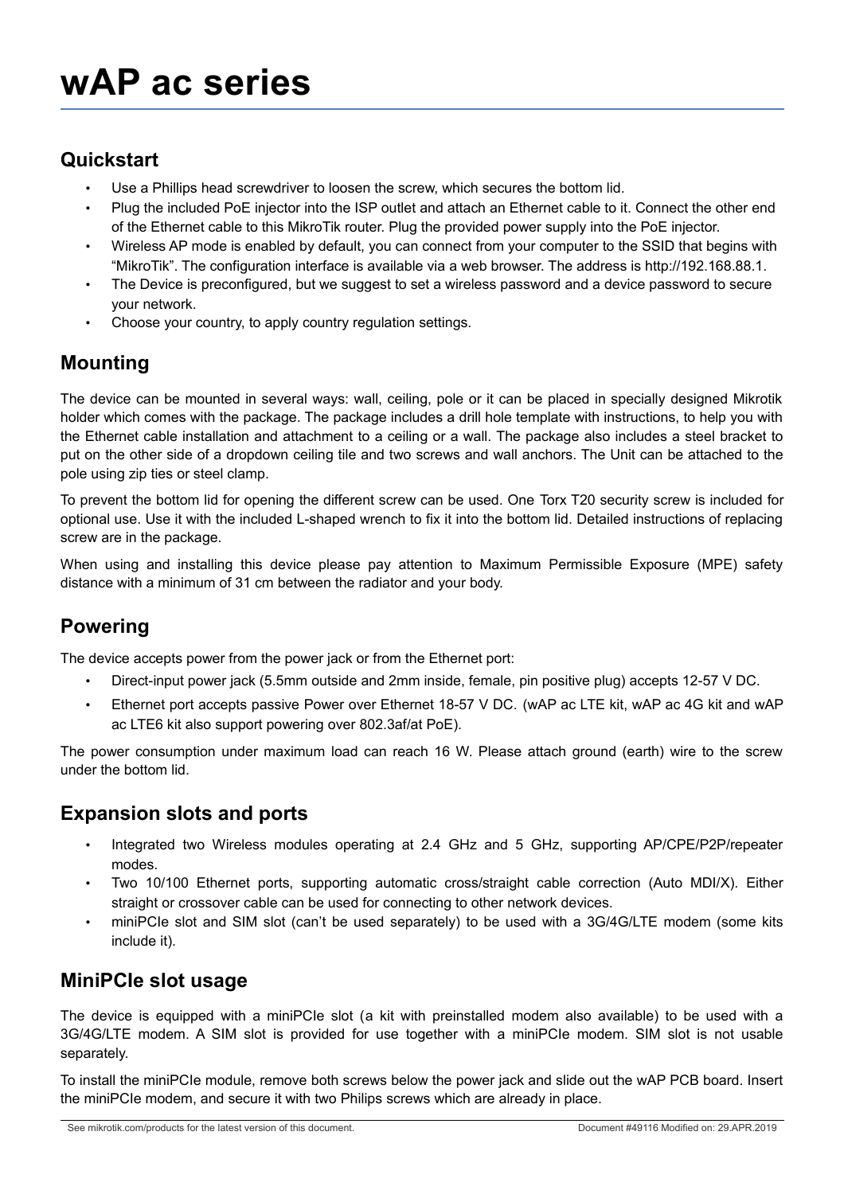# wAP ac series

## Quickstart

- Use a Phillips head screwdriver to loosen the screw, which secures the bottom lid.
- Plug the included PoE injector into the ISP outlet and attach an Ethernet cable to it. Connect the other end of the Ethernet cable to this MikroTik router. Plug the provided power supply into the PoE injector.
- Wireless AP mode is enabled by default, you can connect from your computer to the SSID that begins with "MikroTik". The configuration interface is available via a web browser. The address is http://192.168.88.1.
- The Device is preconfigured, but we suggest to set a wireless password and a device password to secure your network.
- Choose your country, to apply country regulation settings.

## Mounting

The device can be mounted in several ways: wall, ceiling, pole or it can be placed in specially designed Mikrotik holder which comes with the package. The package includes a drill hole template with instructions, to help you with the Ethernet cable installation and attachment to a ceiling or a wall. The package also includes a steel bracket to put on the other side of a dropdown ceiling tile and two screws and wall anchors. The Unit can be attached to the pole using zip ties or steel clamp.

To prevent the bottom lid for opening the different screw can be used. One Torx T20 security screw is included for optional use. Use it with the included L-shaped wrench to fix it into the bottom lid. Detailed instructions of replacing screw are in the package.

When using and installing this device please pay attention to Maximum Permissible Exposure (MPE) safety distance with a minimum of 31 cm between the radiator and your body.

## Powering

The device accepts power from the power jack or from the Ethernet port:

- Direct-input power jack (5.5mm outside and 2mm inside, female, pin positive plug) accepts 12-57 V DC.
- Ethernet port accepts passive Power over Ethernet 18-57 V DC. (wAP ac LTE kit, wAP ac 4G kit and wAP ac LTE6 kit also support powering over 802.3af/at PoE).

The power consumption under maximum load can reach 16 W. Please attach ground (earth) wire to the screw under the bottom lid.

## Expansion slots and ports

- Integrated two Wireless modules operating at 2.4 GHz and 5 GHz, supporting AP/CPE/P2P/repeater modes.
- Two 10/100 Ethernet ports, supporting automatic cross/straight cable correction (Auto MDI/X). Either straight or crossover cable can be used for connecting to other network devices.
- miniPCIe slot and SIM slot (can't be used separately) to be used with a 3G/4G/LTE modem (some kits include it).

## MiniPCIe slot usage

The device is equipped with a miniPCIe slot (a kit with preinstalled modem also available) to be used with a 3G/4G/LTE modem. A SIM slot is provided for use together with a miniPCIe modem. SIM slot is not usable separately.

To install the miniPCIe module, remove both screws below the power jack and slide out the wAP PCB board. Insert the miniPCIe modem, and secure it with two Philips screws which are already in place.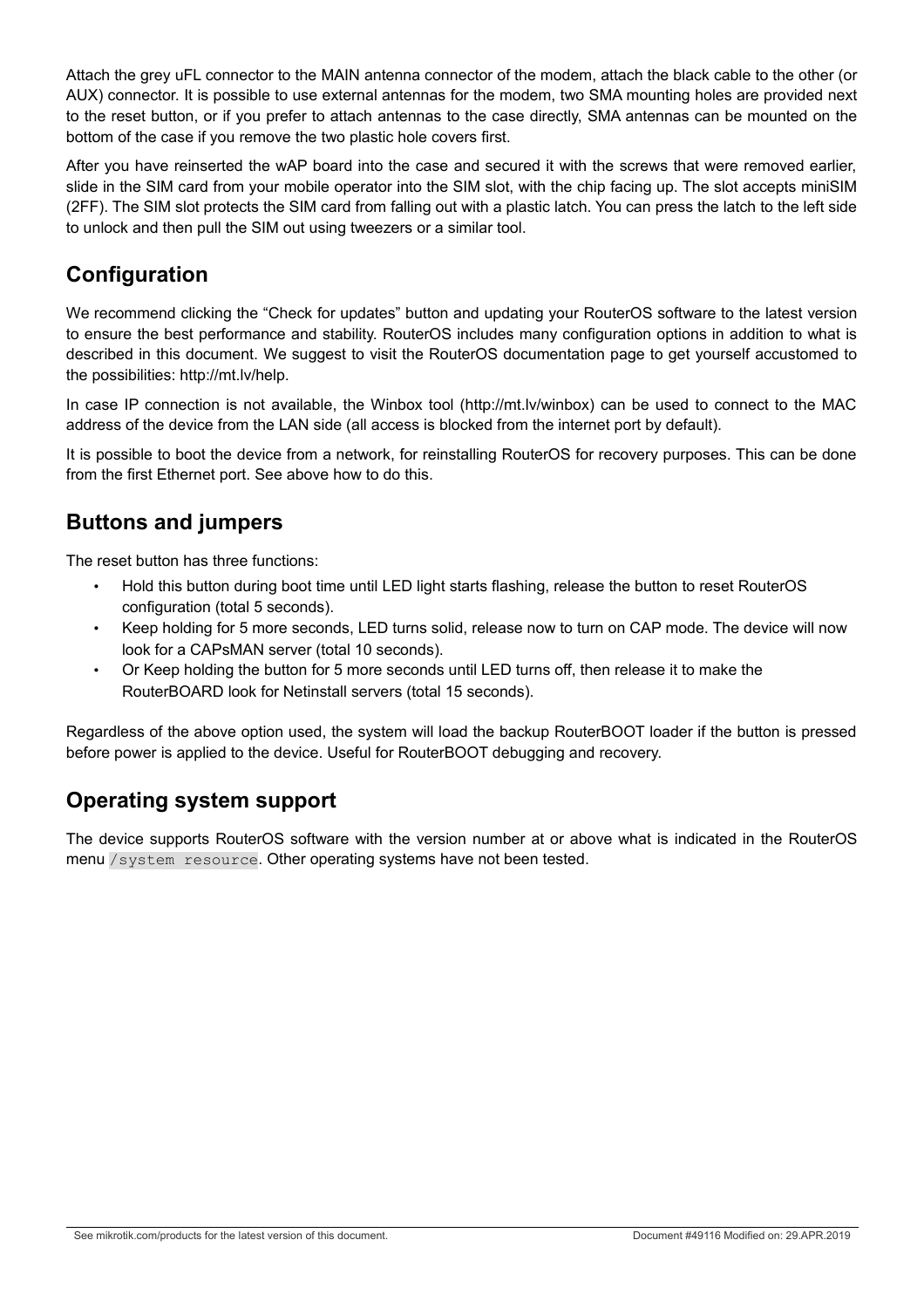Attach the grey uFL connector to the MAIN antenna connector of the modem, attach the black cable to the other (or AUX) connector. It is possible to use external antennas for the modem, two SMA mounting holes are provided next to the reset button, or if you prefer to attach antennas to the case directly, SMA antennas can be mounted on the bottom of the case if you remove the two plastic hole covers first.

After you have reinserted the wAP board into the case and secured it with the screws that were removed earlier, slide in the SIM card from your mobile operator into the SIM slot, with the chip facing up. The slot accepts miniSIM (2FF). The SIM slot protects the SIM card from falling out with a plastic latch. You can press the latch to the left side to unlock and then pull the SIM out using tweezers or a similar tool.

## Configuration

We recommend clicking the "Check for updates" button and updating your RouterOS software to the latest version to ensure the best performance and stability. RouterOS includes many configuration options in addition to what is described in this document. We suggest to visit the RouterOS documentation page to get yourself accustomed to the possibilities: http://mt.lv/help.

In case IP connection is not available, the Winbox tool (http://mt.lv/winbox) can be used to connect to the MAC address of the device from the LAN side (all access is blocked from the internet port by default).

It is possible to boot the device from a network, for reinstalling RouterOS for recovery purposes. This can be done from the first Ethernet port. See above how to do this.

## Buttons and jumpers

The reset button has three functions:

- Hold this button during boot time until LED light starts flashing, release the button to reset RouterOS configuration (total 5 seconds).
- Keep holding for 5 more seconds, LED turns solid, release now to turn on CAP mode. The device will now look for a CAPsMAN server (total 10 seconds).
- Or Keep holding the button for 5 more seconds until LED turns off, then release it to make the RouterBOARD look for Netinstall servers (total 15 seconds).

Regardless of the above option used, the system will load the backup RouterBOOT loader if the button is pressed before power is applied to the device. Useful for RouterBOOT debugging and recovery.

## Operating system support

The device supports RouterOS software with the version number at or above what is indicated in the RouterOS menu `/system resource`. Other operating systems have not been tested.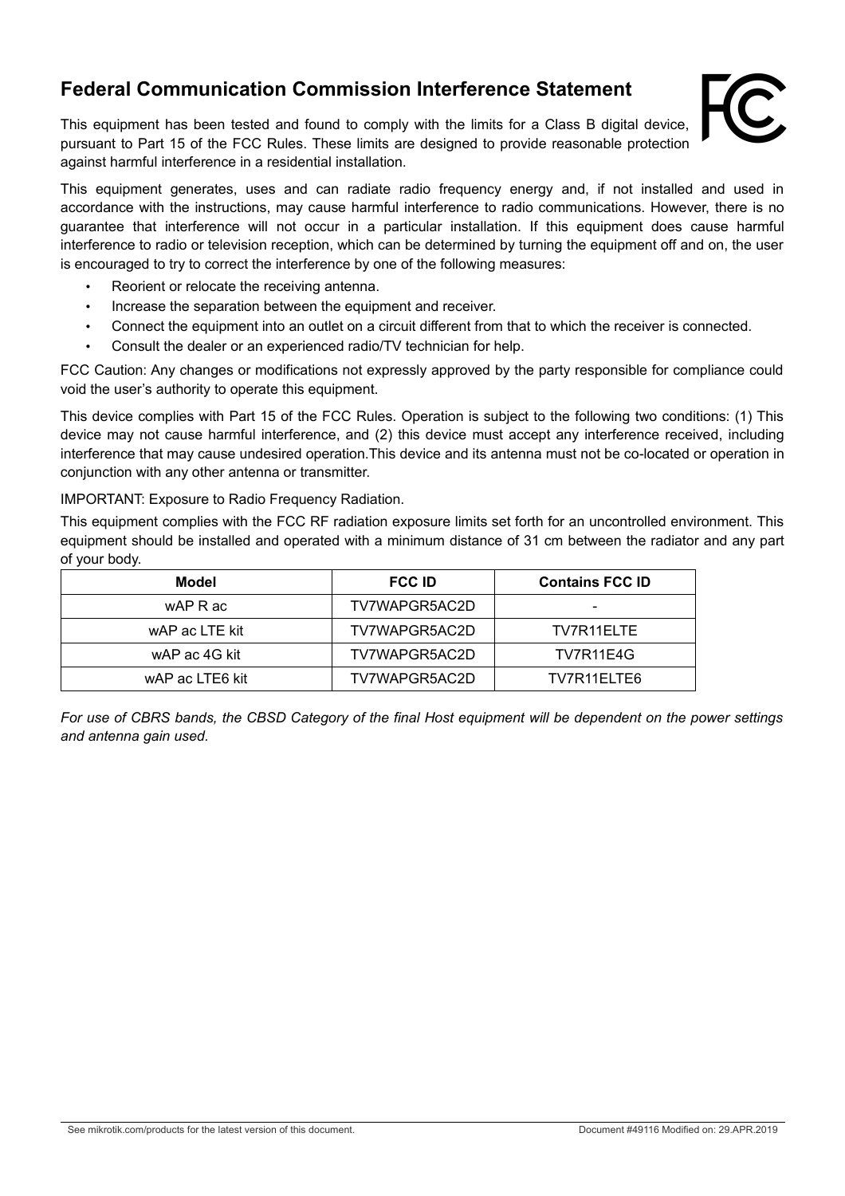# Federal Communication Commission Interference Statement

This equipment has been tested and found to comply with the limits for a Class B digital device, pursuant to Part 15 of the FCC Rules. These limits are designed to provide reasonable protection against harmful interference in a residential installation.

This equipment generates, uses and can radiate radio frequency energy and, if not installed and used in accordance with the instructions, may cause harmful interference to radio communications. However, there is no guarantee that interference will not occur in a particular installation. If this equipment does cause harmful interference to radio or television reception, which can be determined by turning the equipment off and on, the user is encouraged to try to correct the interference by one of the following measures:

- Reorient or relocate the receiving antenna.
- Increase the separation between the equipment and receiver.
- Connect the equipment into an outlet on a circuit different from that to which the receiver is connected.
- Consult the dealer or an experienced radio/TV technician for help.

FCC Caution: Any changes or modifications not expressly approved by the party responsible for compliance could void the user's authority to operate this equipment.

This device complies with Part 15 of the FCC Rules. Operation is subject to the following two conditions: (1) This device may not cause harmful interference, and (2) this device must accept any interference received, including interference that may cause undesired operation.This device and its antenna must not be co-located or operation in conjunction with any other antenna or transmitter.

IMPORTANT: Exposure to Radio Frequency Radiation.

This equipment complies with the FCC RF radiation exposure limits set forth for an uncontrolled environment. This equipment should be installed and operated with a minimum distance of 31 cm between the radiator and any part of your body.

| Model | FCC ID | Contains FCC ID |
|---|---|---|
| wAP R ac | TV7WAPGR5AC2D | - |
| wAP ac LTE kit | TV7WAPGR5AC2D | TV7R11ELTE |
| wAP ac 4G kit | TV7WAPGR5AC2D | TV7R11E4G |
| wAP ac LTE6 kit | TV7WAPGR5AC2D | TV7R11ELTE6 |

*For use of CBRS bands, the CBSD Category of the final Host equipment will be dependent on the power settings and antenna gain used.*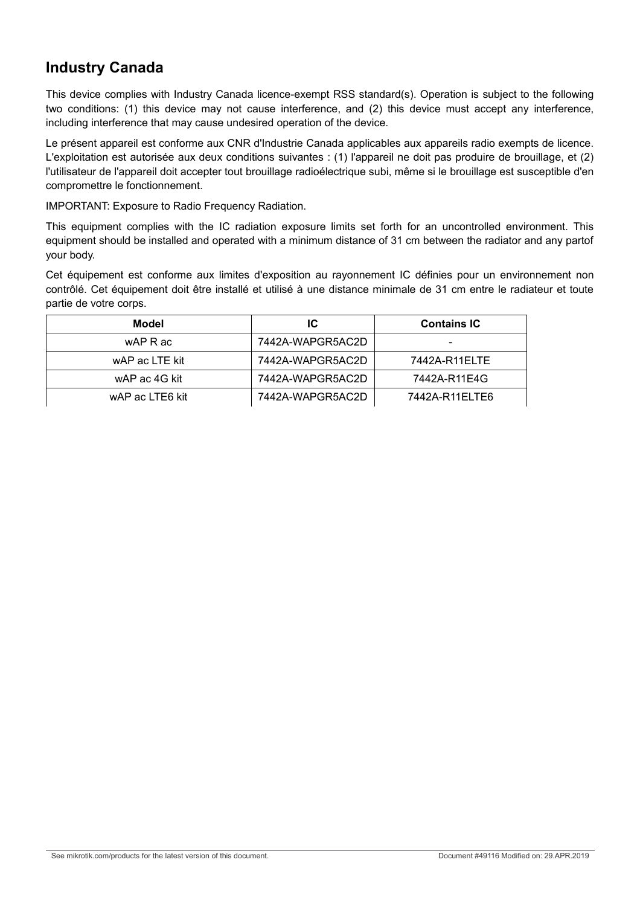## Industry Canada

This device complies with Industry Canada licence-exempt RSS standard(s). Operation is subject to the following two conditions: (1) this device may not cause interference, and (2) this device must accept any interference, including interference that may cause undesired operation of the device.

Le présent appareil est conforme aux CNR d'Industrie Canada applicables aux appareils radio exempts de licence. L'exploitation est autorisée aux deux conditions suivantes : (1) l'appareil ne doit pas produire de brouillage, et (2) l'utilisateur de l'appareil doit accepter tout brouillage radioélectrique subi, même si le brouillage est susceptible d'en compromettre le fonctionnement.

IMPORTANT: Exposure to Radio Frequency Radiation.

This equipment complies with the IC radiation exposure limits set forth for an uncontrolled environment. This equipment should be installed and operated with a minimum distance of 31 cm between the radiator and any partof your body.

Cet équipement est conforme aux limites d'exposition au rayonnement IC définies pour un environnement non contrôlé. Cet équipement doit être installé et utilisé à une distance minimale de 31 cm entre le radiateur et toute partie de votre corps.

| Model | IC | Contains IC |
| --- | --- | --- |
| wAP R ac | 7442A-WAPGR5AC2D | - |
| wAP ac LTE kit | 7442A-WAPGR5AC2D | 7442A-R11ELTE |
| wAP ac 4G kit | 7442A-WAPGR5AC2D | 7442A-R11E4G |
| wAP ac LTE6 kit | 7442A-WAPGR5AC2D | 7442A-R11ELTE6 |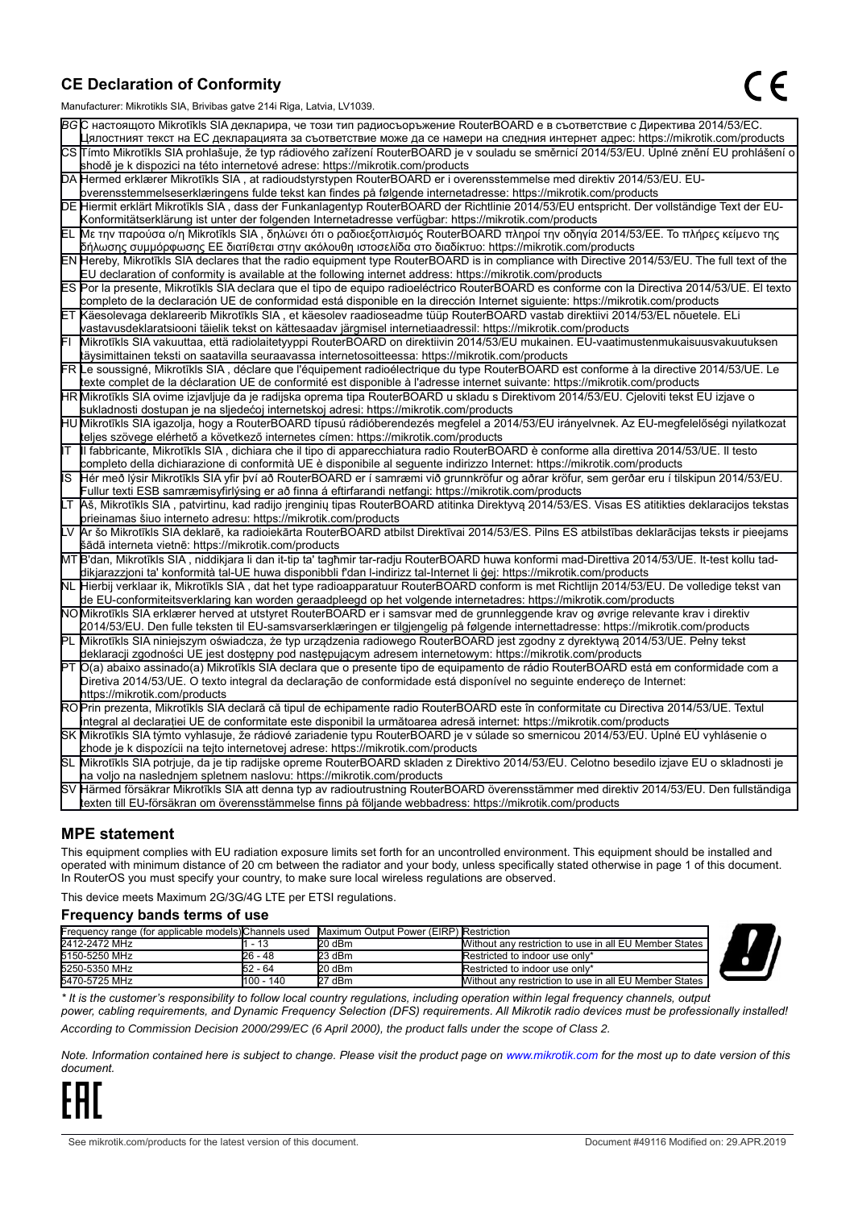## CE Declaration of Conformity

Manufacturer: Mikrotikls SIA, Brivibas gatve 214i Riga, Latvia, LV1039.

| | |
|---|---|
| BG | С настоящото Mikrotīkls SIA декларира, че този тип радиосъоръжение RouterBOARD е в съответствие с Директива 2014/53/ЕС. Цялостният текст на ЕС декларацията за съответствие може да се намери на следния интернет адрес: https://mikrotik.com/products |
| CS | Tímto Mikrotīkls SIA prohlašuje, že typ rádiového zařízení RouterBOARD je v souladu se směrnicí 2014/53/EU. Úplné znění EU prohlášení o shodě je k dispozici na této internetové adrese: https://mikrotik.com/products |
| DA | Hermed erklærer Mikrotīkls SIA , at radioudstyrstypen RouterBOARD er i overensstemmelse med direktiv 2014/53/EU. EU-overensstemmelseserklæringens fulde tekst kan findes på følgende internetadresse: https://mikrotik.com/products |
| DE | Hiermit erklärt Mikrotīkls SIA , dass der Funkanlagentyp RouterBOARD der Richtlinie 2014/53/EU entspricht. Der vollständige Text der EU-Konformitätserklärung ist unter der folgenden Internetadresse verfügbar: https://mikrotik.com/products |
| EL | Με την παρούσα ο/η Mikrotīkls SIA , δηλώνει ότι ο ραδιοεξοπλισμός RouterBOARD πληροί την οδηγία 2014/53/ΕΕ. Το πλήρες κείμενο της δήλωσης συμμόρφωσης ΕΕ διατίθεται στην ακόλουθη ιστοσελίδα στο διαδίκτυο: https://mikrotik.com/products |
| EN | Hereby, Mikrotīkls SIA declares that the radio equipment type RouterBOARD is in compliance with Directive 2014/53/EU. The full text of the EU declaration of conformity is available at the following internet address: https://mikrotik.com/products |
| ES | Por la presente, Mikrotīkls SIA declara que el tipo de equipo radioeléctrico RouterBOARD es conforme con la Directiva 2014/53/UE. El texto completo de la declaración UE de conformidad está disponible en la dirección Internet siguiente: https://mikrotik.com/products |
| ET | Käesolevaga deklareerib Mikrotīkls SIA , et käesolev raadioseadme tüüp RouterBOARD vastab direktiivi 2014/53/EL nõuetele. ELi vastavusdeklaratsiooni täielik tekst on kättesaadav järgmisel internetiaadressil: https://mikrotik.com/products |
| FI | Mikrotīkls SIA vakuuttaa, että radiolaitetyyppi RouterBOARD on direktiivin 2014/53/EU mukainen. EU-vaatimustenmukaisuusvakuutuksen täysimittainen teksti on saatavilla seuraavassa internetosoitteessa: https://mikrotik.com/products |
| FR | Le soussigné, Mikrotīkls SIA , déclare que l'équipement radioélectrique du type RouterBOARD est conforme à la directive 2014/53/UE. Le texte complet de la déclaration UE de conformité est disponible à l'adresse internet suivante: https://mikrotik.com/products |
| HR | Mikrotīkls SIA ovime izjavljuje da je radijska oprema tipa RouterBOARD u skladu s Direktivom 2014/53/EU. Cjeloviti tekst EU izjave o sukladnosti dostupan je na sljedećoj internetskoj adresi: https://mikrotik.com/products |
| HU | Mikrotīkls SIA igazolja, hogy a RouterBOARD típusú rádióberendezés megfelel a 2014/53/EU irányelvnek. Az EU-megfelelőségi nyilatkozat teljes szövege elérhető a következő internetes címen: https://mikrotik.com/products |
| IT | Il fabbricante, Mikrotīkls SIA , dichiara che il tipo di apparecchiatura radio RouterBOARD è conforme alla direttiva 2014/53/UE. Il testo completo della dichiarazione di conformità UE è disponibile al seguente indirizzo Internet: https://mikrotik.com/products |
| IS | Hér með lýsir Mikrotīkls SIA yfir því að RouterBOARD er í samræmi við grunnkröfur og aðrar kröfur, sem gerðar eru í tilskipun 2014/53/EU. Fullur texti ESB samræmisyfirlýsing er að finna á eftirfarandi netfangi: https://mikrotik.com/products |
| LT | Aš, Mikrotīkls SIA , patvirtinu, kad radijo įrenginių tipas RouterBOARD atitinka Direktyvą 2014/53/ES. Visas ES atitikties deklaracijos tekstas prieinamas šiuo interneto adresu: https://mikrotik.com/products |
| LV | Ar šo Mikrotīkls SIA deklarē, ka radioiekārta RouterBOARD atbilst Direktīvai 2014/53/ES. Pilns ES atbilstības deklarācijas teksts ir pieejams šādā interneta vietnē: https://mikrotik.com/products |
| MT | B'dan, Mikrotīkls SIA , niddikjara li dan it-tip ta' tagħmir tar-radju RouterBOARD huwa konformi mad-Direttiva 2014/53/UE. It-test kollu tad-dikjarazzjoni ta' konformità tal-UE huwa disponibbli f'dan l-indirizz tal-Internet li ġej: https://mikrotik.com/products |
| NL | Hierbij verklaar ik, Mikrotīkls SIA , dat het type radioapparatuur RouterBOARD conform is met Richtlijn 2014/53/EU. De volledige tekst van de EU-conformiteitsverklaring kan worden geraadpleegd op het volgende internetadres: https://mikrotik.com/products |
| NO | Mikrotīkls SIA erklærer herved at utstyret RouterBOARD er i samsvar med de grunnleggende krav og øvrige relevante krav i direktiv 2014/53/EU. Den fulle teksten til EU-samsvarserklæringen er tilgjengelig på følgende internettadresse: https://mikrotik.com/products |
| PL | Mikrotīkls SIA niniejszym oświadcza, że typ urządzenia radiowego RouterBOARD jest zgodny z dyrektywą 2014/53/UE. Pełny tekst deklaracji zgodności UE jest dostępny pod następującym adresem internetowym: https://mikrotik.com/products |
| PT | O(a) abaixo assinado(a) Mikrotīkls SIA declara que o presente tipo de equipamento de rádio RouterBOARD está em conformidade com a Diretiva 2014/53/UE. O texto integral da declaração de conformidade está disponível no seguinte endereço de Internet: https://mikrotik.com/products |
| RO | Prin prezenta, Mikrotīkls SIA declară că tipul de echipamente radio RouterBOARD este în conformitate cu Directiva 2014/53/UE. Textul integral al declarației UE de conformitate este disponibil la următoarea adresă internet: https://mikrotik.com/products |
| SK | Mikrotīkls SIA týmto vyhlasuje, že rádiové zariadenie typu RouterBOARD je v súlade so smernicou 2014/53/EÚ. Úplné EÚ vyhlásenie o zhode je k dispozícii na tejto internetovej adrese: https://mikrotik.com/products |
| SL | Mikrotīkls SIA potrjuje, da je tip radijske opreme RouterBOARD skladen z Direktivo 2014/53/EU. Celotno besedilo izjave EU o skladnosti je na voljo na naslednjem spletnem naslovu: https://mikrotik.com/products |
| SV | Härmed försäkrar Mikrotīkls SIA att denna typ av radioutrustning RouterBOARD överensstämmer med direktiv 2014/53/EU. Den fullständiga texten till EU-försäkran om överensstämmelse finns på följande webbadress: https://mikrotik.com/products |

## MPE statement

This equipment complies with EU radiation exposure limits set forth for an uncontrolled environment. This equipment should be installed and operated with minimum distance of 20 cm between the radiator and your body, unless specifically stated otherwise in page 1 of this document. In RouterOS you must specify your country, to make sure local wireless regulations are observed.

This device meets Maximum 2G/3G/4G LTE per ETSI regulations.

### Frequency bands terms of use

| Frequency range (for applicable models) | Channels used | Maximum Output Power (EIRP) | Restriction |
|---|---|---|---|
| 2412-2472 MHz | 1 - 13 | 20 dBm | Without any restriction to use in all EU Member States |
| 5150-5250 MHz | 26 - 48 | 23 dBm | Restricted to indoor use only* |
| 5250-5350 MHz | 52 - 64 | 20 dBm | Restricted to indoor use only* |
| 5470-5725 MHz | 100 - 140 | 27 dBm | Without any restriction to use in all EU Member States |

*\* It is the customer's responsibility to follow local country regulations, including operation within legal frequency channels, output power, cabling requirements, and Dynamic Frequency Selection (DFS) requirements. All Mikrotik radio devices must be professionally installed!*

*According to Commission Decision 2000/299/EC (6 April 2000), the product falls under the scope of Class 2.*

*Note. Information contained here is subject to change. Please visit the product page on www.mikrotik.com for the most up to date version of this document.*

See mikrotik.com/products for the latest version of this document. Document #49116 Modified on: 29.APR.2019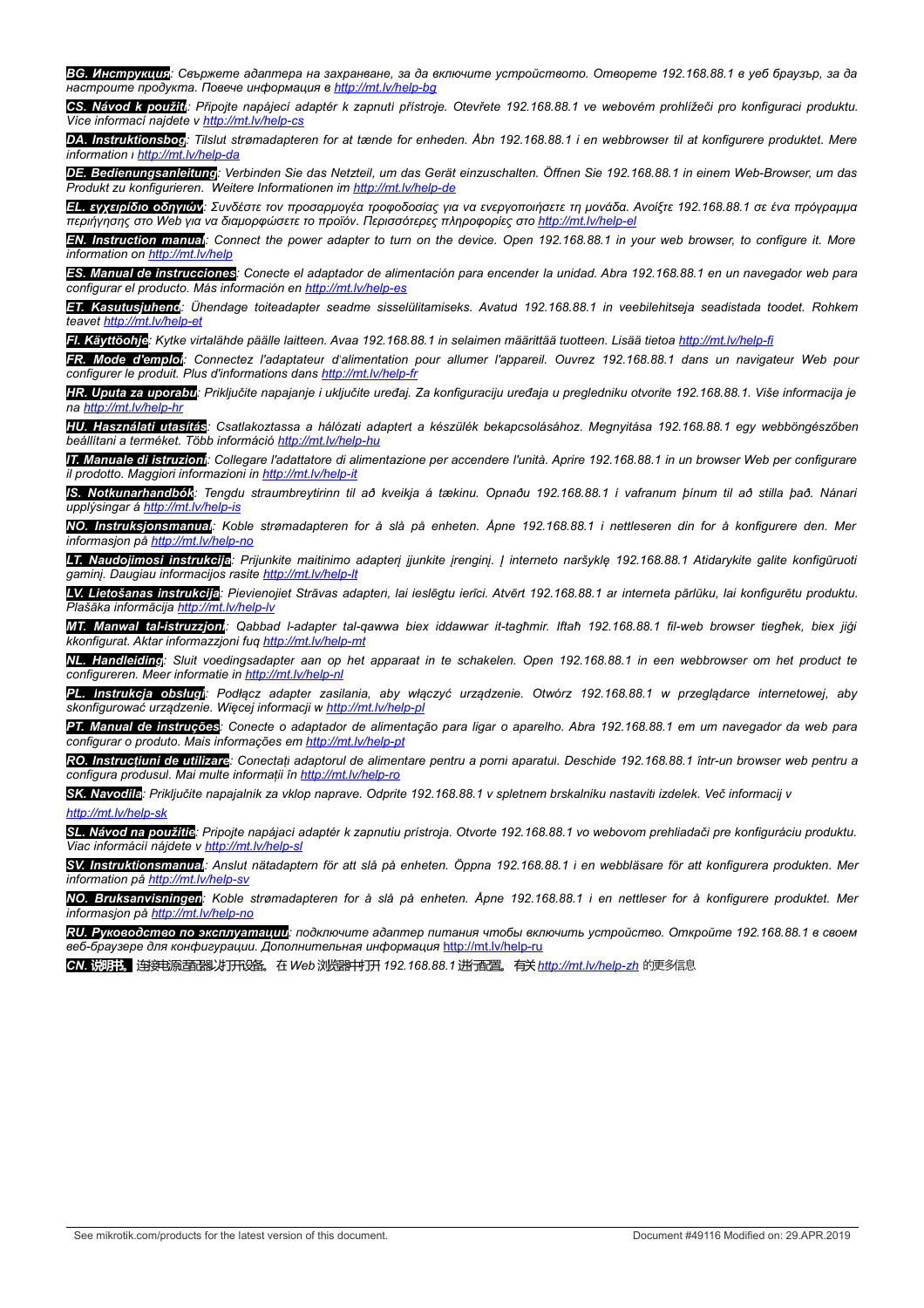***BG. Инструкция***: *Свържете адаптера на захранване, за да включите устройството. Отворете 192.168.88.1 в уеб браузър, за да настроите продукта. Повече информация в http://mt.lv/help-bg*

***CS. Návod k použití***: *Připojte napájecí adaptér k zapnutí přístroje. Otevřete 192.168.88.1 ve webovém prohlížeči pro konfiguraci produktu. Více informací najdete v http://mt.lv/help-cs*

***DA. Instruktionsbog***: *Tilslut strømadapteren for at tænde for enheden. Åbn 192.168.88.1 i en webbrowser til at konfigurere produktet. Mere information ι http://mt.lv/help-da*

***DE. Bedienungsanleitung***: *Verbinden Sie das Netzteil, um das Gerät einzuschalten. Öffnen Sie 192.168.88.1 in einem Web-Browser, um das Produkt zu konfigurieren.  Weitere Informationen im http://mt.lv/help-de*

***EL. εγχειρίδιο οδηγιών***: *Συνδέστε τον προσαρμογέα τροφοδοσίας για να ενεργοποιήσετε τη μονάδα. Ανοίξτε 192.168.88.1 σε ένα πρόγραμμα περιήγησης στο Web για να διαμορφώσετε το προϊόν. Περισσότερες πληροφορίες στο http://mt.lv/help-el*

***EN. Instruction manual***: *Connect the power adapter to turn on the device. Open 192.168.88.1 in your web browser, to configure it. More information on http://mt.lv/help*

***ES. Manual de instrucciones***: *Conecte el adaptador de alimentación para encender la unidad. Abra 192.168.88.1 en un navegador web para configurar el producto. Más información en http://mt.lv/help-es*

***ET. Kasutusjuhend***: *Ühendage toiteadapter seadme sisselülitamiseks. Avatud 192.168.88.1 in veebilehitseja seadistada toodet. Rohkem teavet http://mt.lv/help-et*

***FI. Käyttöohje***: *Kytke virtalähde päälle laitteen. Avaa 192.168.88.1 in selaimen määrittää tuotteen. Lisää tietoa http://mt.lv/help-fi*

***FR. Mode d'emploi***: *Connectez l'adaptateur d'alimentation pour allumer l'appareil. Ouvrez 192.168.88.1 dans un navigateur Web pour configurer le produit. Plus d'informations dans http://mt.lv/help-fr*

***HR. Uputa za uporabu***: *Priključite napajanje i uključite uređaj. Za konfiguraciju uređaja u pregledniku otvorite 192.168.88.1. Više informacija je na http://mt.lv/help-hr*

***HU. Használati utasítás***: *Csatlakoztassa a hálózati adaptert a készülék bekapcsolásához. Megnyitása 192.168.88.1 egy webböngészőben beállítani a terméket. Több információ http://mt.lv/help-hu*

***IT. Manuale di istruzioni***: *Collegare l'adattatore di alimentazione per accendere l'unità. Aprire 192.168.88.1 in un browser Web per configurare il prodotto. Maggiori informazioni in http://mt.lv/help-it*

***IS. Notkunarhandbók***: *Tengdu straumbreytirinn til að kveikja á tækinu. Opnaðu 192.168.88.1 í vafranum þínum til að stilla það. Nánari upplýsingar á http://mt.lv/help-is*

***NO. Instruksjonsmanual***: *Koble strømadapteren for å slå på enheten. Åpne 192.168.88.1 i nettleseren din for å konfigurere den. Mer informasjon på http://mt.lv/help-no*

***LT. Naudojimosi instrukcija***: *Prijunkite maitinimo adapterį įjunkite įrenginį. Į interneto naršyklę 192.168.88.1 Atidarykite galite konfigūruoti gaminį. Daugiau informacijos rasite http://mt.lv/help-lt*

***LV. Lietošanas instrukcija***: *Pievienojiet Strāvas adapteri, lai ieslēgtu ierīci. Atvērt 192.168.88.1 ar interneta pārlūku, lai konfigurētu produktu. Plašāka informācija http://mt.lv/help-lv*

***MT. Manwal tal-istruzzjoni***: *Qabbad l-adapter tal-qawwa biex iddawwar it-tagħmir. Iftaħ 192.168.88.1 fil-web browser tiegħek, biex jiġi kkonfigurat. Aktar informazzjoni fuq http://mt.lv/help-mt*

***NL. Handleiding***: *Sluit voedingsadapter aan op het apparaat in te schakelen. Open 192.168.88.1 in een webbrowser om het product te configureren. Meer informatie in http://mt.lv/help-nl*

***PL. Instrukcja obsługi***: *Podłącz adapter zasilania, aby włączyć urządzenie. Otwórz 192.168.88.1 w przeglądarce internetowej, aby skonfigurować urządzenie. Więcej informacji w http://mt.lv/help-pl*

***PT. Manual de instruções***: *Conecte o adaptador de alimentação para ligar o aparelho. Abra 192.168.88.1 em um navegador da web para configurar o produto. Mais informações em http://mt.lv/help-pt*

***RO. Instrucțiuni de utilizare***: *Conectați adaptorul de alimentare pentru a porni aparatul. Deschide 192.168.88.1 într-un browser web pentru a configura produsul. Mai multe informații în http://mt.lv/help-ro*

***SK. Navodila***: *Priključite napajalnik za vklop naprave. Odprite 192.168.88.1 v spletnem brskalniku nastaviti izdelek. Več informacij v http://mt.lv/help-sk*

***SL. Návod na použitie***: *Pripojte napájací adaptér k zapnutiu prístroja. Otvorte 192.168.88.1 vo webovom prehliadači pre konfiguráciu produktu. Viac informácií nájdete v http://mt.lv/help-sl*

***SV. Instruktionsmanual***: *Anslut nätadaptern för att slå på enheten. Öppna 192.168.88.1 i en webbläsare för att konfigurera produkten. Mer information på http://mt.lv/help-sv*

***NO. Bruksanvisningen***: *Koble strømadapteren for å slå på enheten. Åpne 192.168.88.1 i en nettleser for å konfigurere produktet. Mer informasjon på http://mt.lv/help-no*

***RU. Руководство по эксплуатации***: *подключите адаптер питания чтобы включить устройство. Откройте 192.168.88.1 в своем веб-браузере для конфигурации. Дополнительная информация* http://mt.lv/help-ru

***CN. 说明书。*** 连接电源适配器以打开设备。在 *Web* 浏览器中打开 *192.168.88.1* 进行配置。有关 *http://mt.lv/help-zh* 的更多信息

See mikrotik.com/products for the latest version of this document. Document #49116 Modified on: 29.APR.2019